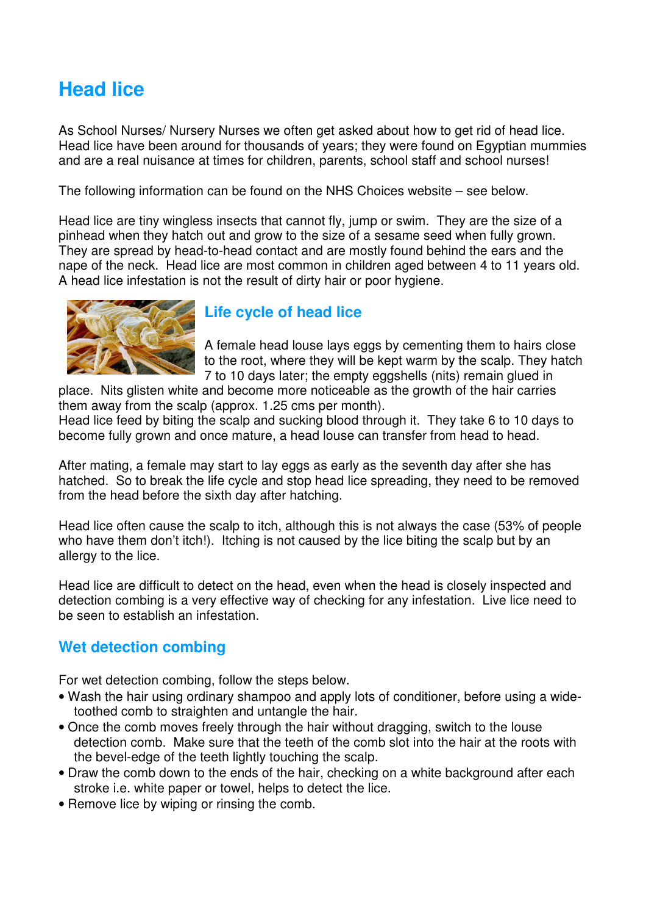# Head lice

As School Nurses/ Nursery Nurses we often get asked about how to get rid of head lice. Head lice have been around for thousands of years; they were found on Egyptian mummies and are a real nuisance at times for children, parents, school staff and school nurses!

The following information can be found on the NHS Choices website – see below.

Head lice are tiny wingless insects that cannot fly, jump or swim. They are the size of a pinhead when they hatch out and grow to the size of a sesame seed when fully grown. They are spread by head-to-head contact and are mostly found behind the ears and the nape of the neck. Head lice are most common in children aged between 4 to 11 years old. A head lice infestation is not the result of dirty hair or poor hygiene.

## Life cycle of head lice

A female head louse lays eggs by cementing them to hairs close to the root, where they will be kept warm by the scalp. They hatch 7 to 10 days later; the empty eggshells (nits) remain glued in place. Nits glisten white and become more noticeable as the growth of the hair carries them away from the scalp (approx. 1.25 cms per month).
Head lice feed by biting the scalp and sucking blood through it. They take 6 to 10 days to become fully grown and once mature, a head louse can transfer from head to head.

After mating, a female may start to lay eggs as early as the seventh day after she has hatched. So to break the life cycle and stop head lice spreading, they need to be removed from the head before the sixth day after hatching.

Head lice often cause the scalp to itch, although this is not always the case (53% of people who have them don't itch!). Itching is not caused by the lice biting the scalp but by an allergy to the lice.

Head lice are difficult to detect on the head, even when the head is closely inspected and detection combing is a very effective way of checking for any infestation. Live lice need to be seen to establish an infestation.

## Wet detection combing

For wet detection combing, follow the steps below.

- Wash the hair using ordinary shampoo and apply lots of conditioner, before using a wide-toothed comb to straighten and untangle the hair.
- Once the comb moves freely through the hair without dragging, switch to the louse detection comb. Make sure that the teeth of the comb slot into the hair at the roots with the bevel-edge of the teeth lightly touching the scalp.
- Draw the comb down to the ends of the hair, checking on a white background after each stroke i.e. white paper or towel, helps to detect the lice.
- Remove lice by wiping or rinsing the comb.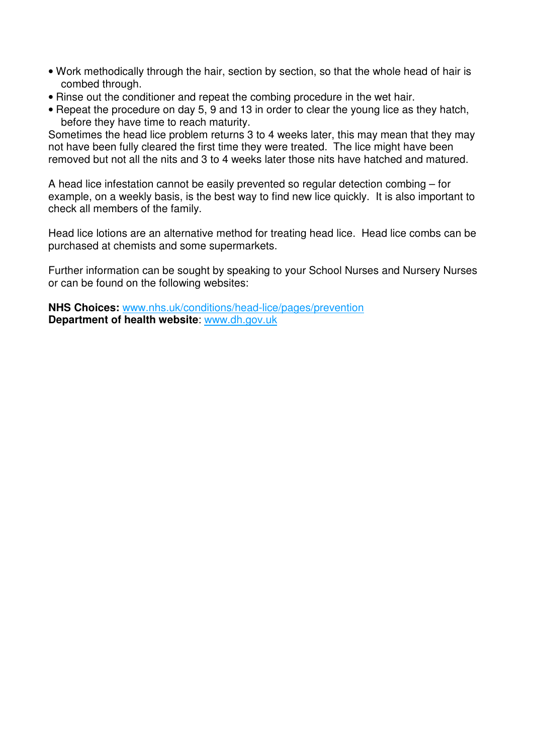- Work methodically through the hair, section by section, so that the whole head of hair is combed through.
- Rinse out the conditioner and repeat the combing procedure in the wet hair.
- Repeat the procedure on day 5, 9 and 13 in order to clear the young lice as they hatch, before they have time to reach maturity.

Sometimes the head lice problem returns 3 to 4 weeks later, this may mean that they may not have been fully cleared the first time they were treated. The lice might have been removed but not all the nits and 3 to 4 weeks later those nits have hatched and matured.

A head lice infestation cannot be easily prevented so regular detection combing – for example, on a weekly basis, is the best way to find new lice quickly. It is also important to check all members of the family.

Head lice lotions are an alternative method for treating head lice. Head lice combs can be purchased at chemists and some supermarkets.

Further information can be sought by speaking to your School Nurses and Nursery Nurses or can be found on the following websites:

**NHS Choices:** www.nhs.uk/conditions/head-lice/pages/prevention
**Department of health website**: www.dh.gov.uk